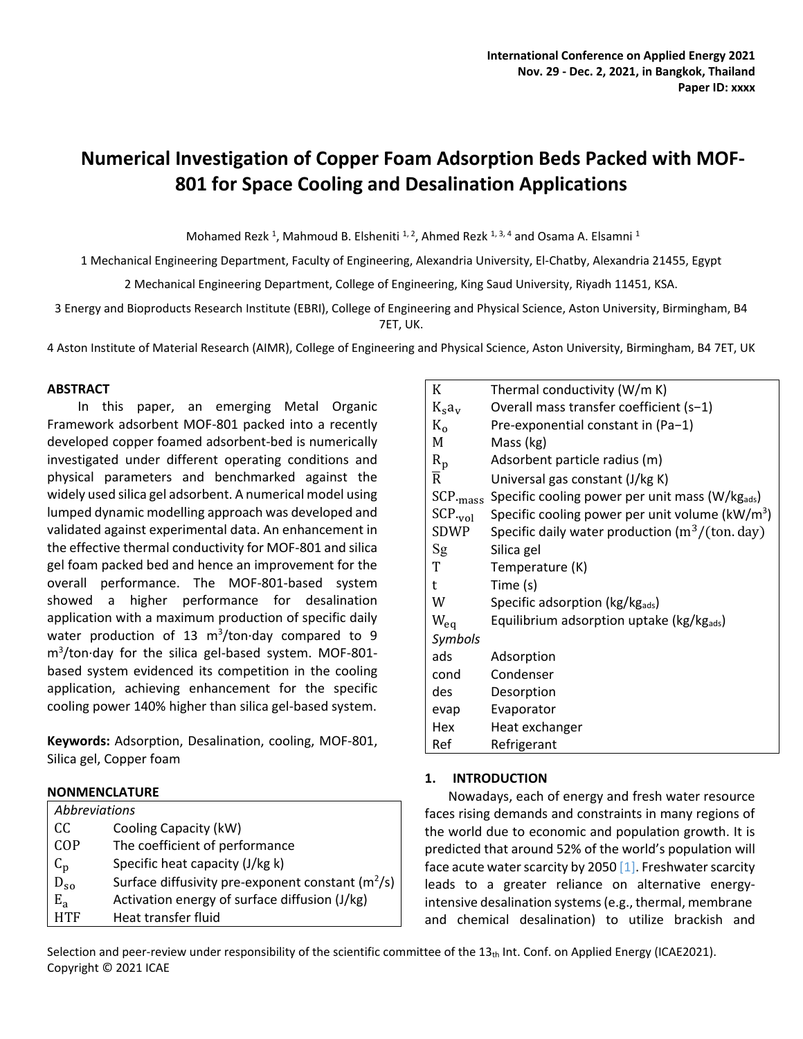# Numerical Investigation of Copper Foam Adsorption Beds Packed with MOF-801 for Space Cooling and Desalination Applications

Mohamed Rezk [1], Mahmoud B. Elsheniti [1, 2], Ahmed Rezk [1, 3, 4] and Osama A. Elsamni [1]

1 Mechanical Engineering Department, Faculty of Engineering, Alexandria University, El-Chatby, Alexandria 21455, Egypt

2 Mechanical Engineering Department, College of Engineering, King Saud University, Riyadh 11451, KSA.

3 Energy and Bioproducts Research Institute (EBRI), College of Engineering and Physical Science, Aston University, Birmingham, B4 7ET, UK.

4 Aston Institute of Material Research (AIMR), College of Engineering and Physical Science, Aston University, Birmingham, B4 7ET, UK

## ABSTRACT

In this paper, an emerging Metal Organic Framework adsorbent MOF-801 packed into a recently developed copper foamed adsorbent-bed is numerically investigated under different operating conditions and physical parameters and benchmarked against the widely used silica gel adsorbent. A numerical model using lumped dynamic modelling approach was developed and validated against experimental data. An enhancement in the effective thermal conductivity for MOF-801 and silica gel foam packed bed and hence an improvement for the overall performance. The MOF-801-based system showed a higher performance for desalination application with a maximum production of specific daily water production of 13 $m^3$/ton·day compared to 9 $m^3$/ton·day for the silica gel-based system. MOF-801-based system evidenced its competition in the cooling application, achieving enhancement for the specific cooling power 140% higher than silica gel-based system.

**Keywords:** Adsorption, Desalination, cooling, MOF-801, Silica gel, Copper foam

## NONMENCLATURE

| *Abbreviations* | |
|---|---|
| CC | Cooling Capacity (kW) |
| COP | The coefficient of performance |
| $C_p$ | Specific heat capacity (J/kg k) |
| $D_{so}$ | Surface diffusivity pre-exponent constant ($m^2$/s) |
| $E_a$ | Activation energy of surface diffusion (J/kg) |
| HTF | Heat transfer fluid |
| K | Thermal conductivity (W/m K) |
| $K_s a_v$ | Overall mass transfer coefficient (s−1) |
| $K_o$ | Pre-exponential constant in (Pa−1) |
| M | Mass (kg) |
| $R_p$ | Adsorbent particle radius (m) |
| $\overline{R}$ | Universal gas constant (J/kg K) |
| $SCP._{mass}$ | Specific cooling power per unit mass (W/$kg_{ads}$) |
| $SCP._{vol}$ | Specific cooling power per unit volume (kW/$m^3$) |
| SDWP | Specific daily water production ($m^3$/(ton. day) |
| Sg | Silica gel |
| T | Temperature (K) |
| t | Time (s) |
| W | Specific adsorption (kg/$kg_{ads}$) |
| $W_{eq}$ | Equilibrium adsorption uptake (kg/$kg_{ads}$) |
| *Symbols* | |
| ads | Adsorption |
| cond | Condenser |
| des | Desorption |
| evap | Evaporator |
| Hex | Heat exchanger |
| Ref | Refrigerant |

## 1. INTRODUCTION

Nowadays, each of energy and fresh water resource faces rising demands and constraints in many regions of the world due to economic and population growth. It is predicted that around 52% of the world's population will face acute water scarcity by 2050 [1]. Freshwater scarcity leads to a greater reliance on alternative energy-intensive desalination systems (e.g., thermal, membrane and chemical desalination) to utilize brackish and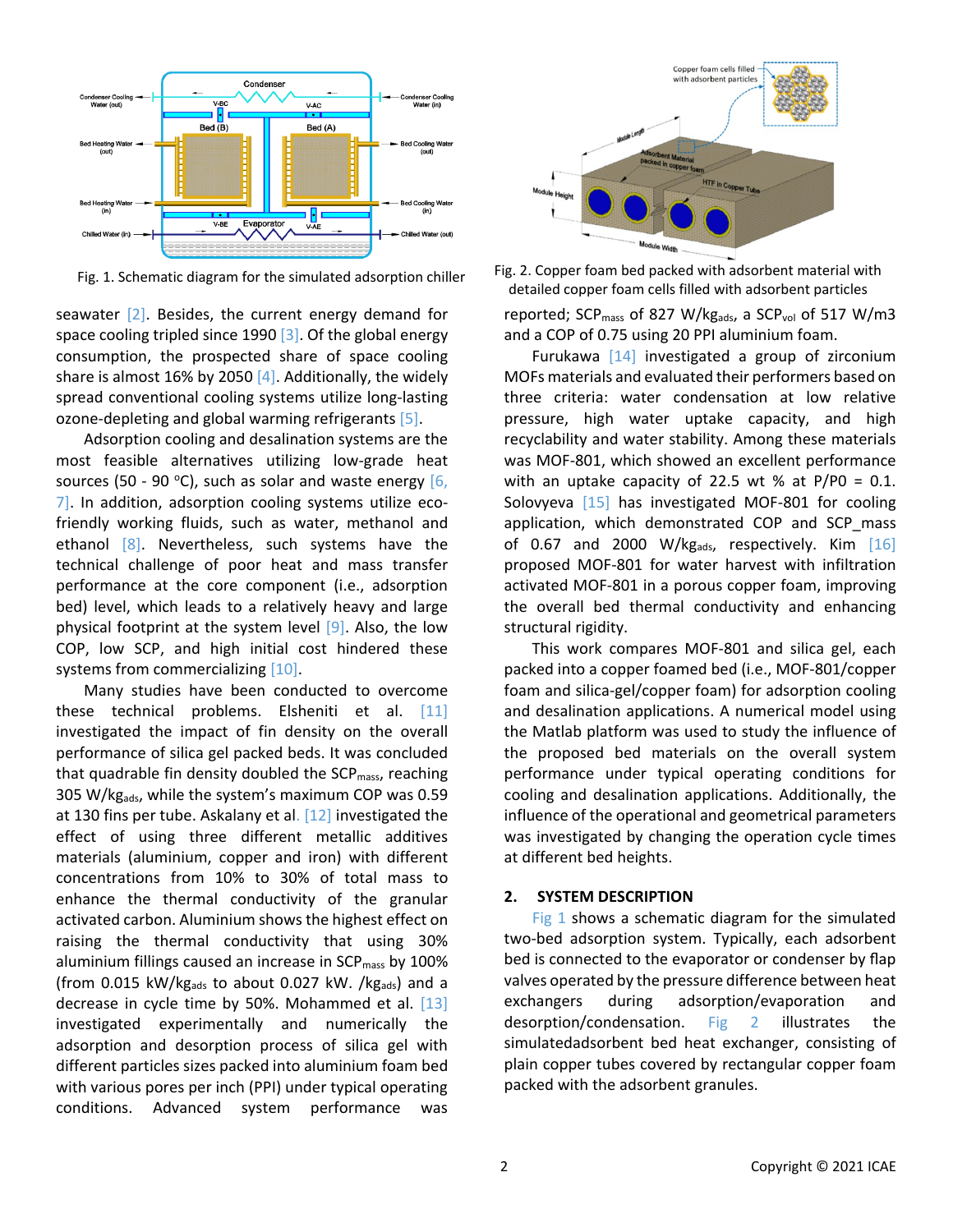Fig. 1. Schematic diagram for the simulated adsorption chiller

Fig. 2. Copper foam bed packed with adsorbent material with detailed copper foam cells filled with adsorbent particles

seawater [2]. Besides, the current energy demand for space cooling tripled since 1990 [3]. Of the global energy consumption, the prospected share of space cooling share is almost 16% by 2050 [4]. Additionally, the widely spread conventional cooling systems utilize long-lasting ozone-depleting and global warming refrigerants [5].

Adsorption cooling and desalination systems are the most feasible alternatives utilizing low-grade heat sources (50 - 90 $^{o}$C), such as solar and waste energy [6, 7]. In addition, adsorption cooling systems utilize eco-friendly working fluids, such as water, methanol and ethanol [8]. Nevertheless, such systems have the technical challenge of poor heat and mass transfer performance at the core component (i.e., adsorption bed) level, which leads to a relatively heavy and large physical footprint at the system level [9]. Also, the low COP, low SCP, and high initial cost hindered these systems from commercializing [10].

Many studies have been conducted to overcome these technical problems. Elsheniti et al. [11] investigated the impact of fin density on the overall performance of silica gel packed beds. It was concluded that quadrable fin density doubled the $SCP_{mass}$, reaching 305 W/$kg_{ads}$, while the system's maximum COP was 0.59 at 130 fins per tube. Askalany et al. [12] investigated the effect of using three different metallic additives materials (aluminium, copper and iron) with different concentrations from 10% to 30% of total mass to enhance the thermal conductivity of the granular activated carbon. Aluminium shows the highest effect on raising the thermal conductivity that using 30% aluminium fillings caused an increase in $SCP_{mass}$ by 100% (from 0.015 kW/$kg_{ads}$ to about 0.027 kW. /$kg_{ads}$) and a decrease in cycle time by 50%. Mohammed et al. [13] investigated experimentally and numerically the adsorption and desorption process of silica gel with different particles sizes packed into aluminium foam bed with various pores per inch (PPI) under typical operating conditions. Advanced system performance was reported; $SCP_{mass}$ of 827 W/$kg_{ads}$, a $SCP_{vol}$ of 517 W/m3 and a COP of 0.75 using 20 PPI aluminium foam.

Furukawa [14] investigated a group of zirconium MOFs materials and evaluated their performers based on three criteria: water condensation at low relative pressure, high water uptake capacity, and high recyclability and water stability. Among these materials was MOF-801, which showed an excellent performance with an uptake capacity of 22.5 wt % at P/P0 = 0.1. Solovyeva [15] has investigated MOF-801 for cooling application, which demonstrated COP and SCP_mass of 0.67 and 2000 W/$kg_{ads}$, respectively. Kim [16] proposed MOF-801 for water harvest with infiltration activated MOF-801 in a porous copper foam, improving the overall bed thermal conductivity and enhancing structural rigidity.

This work compares MOF-801 and silica gel, each packed into a copper foamed bed (i.e., MOF-801/copper foam and silica-gel/copper foam) for adsorption cooling and desalination applications. A numerical model using the Matlab platform was used to study the influence of the proposed bed materials on the overall system performance under typical operating conditions for cooling and desalination applications. Additionally, the influence of the operational and geometrical parameters was investigated by changing the operation cycle times at different bed heights.

## 2. SYSTEM DESCRIPTION

Fig 1 shows a schematic diagram for the simulated two-bed adsorption system. Typically, each adsorbent bed is connected to the evaporator or condenser by flap valves operated by the pressure difference between heat exchangers during adsorption/evaporation and desorption/condensation. Fig 2 illustrates the simulatedadsorbent bed heat exchanger, consisting of plain copper tubes covered by rectangular copper foam packed with the adsorbent granules.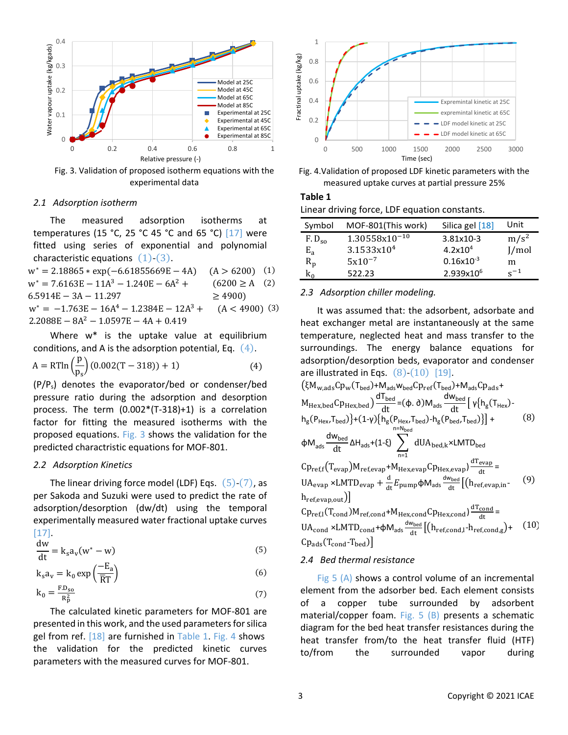Fig. 3. Validation of proposed isotherm equations with the experimental data

### 2.1 *Adsorption isotherm*

The measured adsorption isotherms at temperatures (15 °C, 25 °C 45 °C and 65 °C) [17] were fitted using series of exponential and polynomial characteristic equations (1)-(3).

$$w^* = 2.18865 * \exp(-6.61855669E-4A) \quad (A > 6200) \quad (1)$$

$$w^* = 7.6163E-11A^3 - 1.240E-6A^2 + 6.5914E-3A - 11.297 \quad (6200 \geq A \geq 4900) \quad (2)$$

$$w^* = -1.763E-16A^4 - 1.2384E-12A^3 + 2.2088E-8A^2 - 1.0597E-4A + 0.419 \quad (A < 4900) \quad (3)$$

Where $w^*$ is the uptake value at equilibrium conditions, and A is the adsorption potential, Eq. (4).

$$A = RT\ln\left(\frac{p}{p_s}\right)(0.002(T-318)) + 1) \quad (4)$$

$(P/P_s)$ denotes the evaporator/bed or condenser/bed pressure ratio during the adsorption and desorption process. The term (0.002*(T-318)+1) is a correlation factor for fitting the measured isotherms with the proposed equations. Fig. 3 shows the validation for the predicted charctristic equations for MOF-801.

### 2.2 *Adsorption Kinetics*

The linear driving force model (LDF) Eqs. (5)-(7), as per Sakoda and Suzuki were used to predict the rate of adsorption/desorption (dw/dt) using the temporal experimentally measured water fractional uptake curves [17].

$$\frac{dw}{dt} = k_s a_v (w^* - w) \quad (5)$$

$$k_s a_v = k_0 \exp\left(\frac{-E_a}{RT}\right) \quad (6)$$

$$k_0 = \frac{F.D_{so}}{R_p^2} \quad (7)$$

The calculated kinetic parameters for MOF-801 are presented in this work, and the used parameters for silica gel from ref. [18] are furnished in Table 1. Fig. 4 shows the validation for the predicted kinetic curves parameters with the measured curves for MOF-801.

Fig. 4.Validation of proposed LDF kinetic parameters with the measured uptake curves at partial pressure 25%

**Table 1**

Linear driving force, LDF equation constants.

| Symbol | MOF-801(This work) | Silica gel [18] | Unit |
|---|---|---|---|
| $F.D_{so}$ | $1.30558\times10^{-10}$ | 3.81x10-3 | $m/s^2$ |
| $E_a$ | $3.1533\times10^{4}$ | $4.2\times10^{4}$ | J/mol |
| $R_p$ | $5\times10^{-7}$ | $0.16\times10^{-3}$ | m |
| $k_0$ | 522.23 | $2.939\times10^{6}$ | $s^{-1}$ |

### 2.3 *Adsorption chiller modeling.*

It was assumed that: the adsorbent, adsorbate and heat exchanger metal are instantaneously at the same temperature, neglected heat and mass transfer to the surroundings. The energy balance equations for adsorption/desorption beds, evaporator and condenser are illustrated in Eqs. (8)-(10) [19].

$$\left(\xi M_{w,ads}Cp_w(T_{bed})+M_{ads}w_{bed}Cp_{ref}(T_{bed})+M_{ads}Cp_{ads}+M_{Hex,bed}Cp_{Hex,bed}\right)\frac{dT_{bed}}{dt}=(\phi.\partial)M_{ads}\frac{dw_{bed}}{dt}\left[\gamma\{h_g(T_{Hex})-h_g(P_{Hex},T_{bed})\}+(1-\gamma)\{h_g(P_{Hex},T_{bed})-h_g(P_{bed},T_{bed})\}\right]+\phi M_{ads}\frac{dw_{bed}}{dt}\Delta H_{ads}+(1-\xi)\sum_{n=1}^{n=N_{bed}} dUA_{bed,k}\times LMTD_{bed} \quad (8)$$

$$\left(Cp_{ref,f}(T_{evap})M_{ref,evap}+M_{Hex,evap}Cp_{Hex,evap}\right)\frac{dT_{evap}}{dt}=UA_{evap}\times LMTD_{evap}+\frac{d}{dt}E_{pump}\phi M_{ads}\frac{dw_{bed}}{dt}\left[(h_{ref,evap,in}-h_{ref,evap,out})\right] \quad (9)$$

$$\left(Cp_{ref,l}(T_{cond})M_{ref,cond}+M_{Hex,cond}Cp_{Hex,cond}\right)\frac{dT_{cond}}{dt}=UA_{cond}\times LMTD_{cond}+\phi M_{ads}\frac{dw_{bed}}{dt}\left[(h_{ref,cond,l}-h_{ref,cond,g})+Cp_{ads}(T_{cond}-T_{bed})\right] \quad (10)$$

### 2.4 *Bed thermal resistance*

Fig 5 (A) shows a control volume of an incremental element from the adsorber bed. Each element consists of a copper tube surrounded by adsorbent material/copper foam. Fig. 5 (B) presents a schematic diagram for the bed heat transfer resistances during the heat transfer from/to the heat transfer fluid (HTF) to/from the surrounded vapor during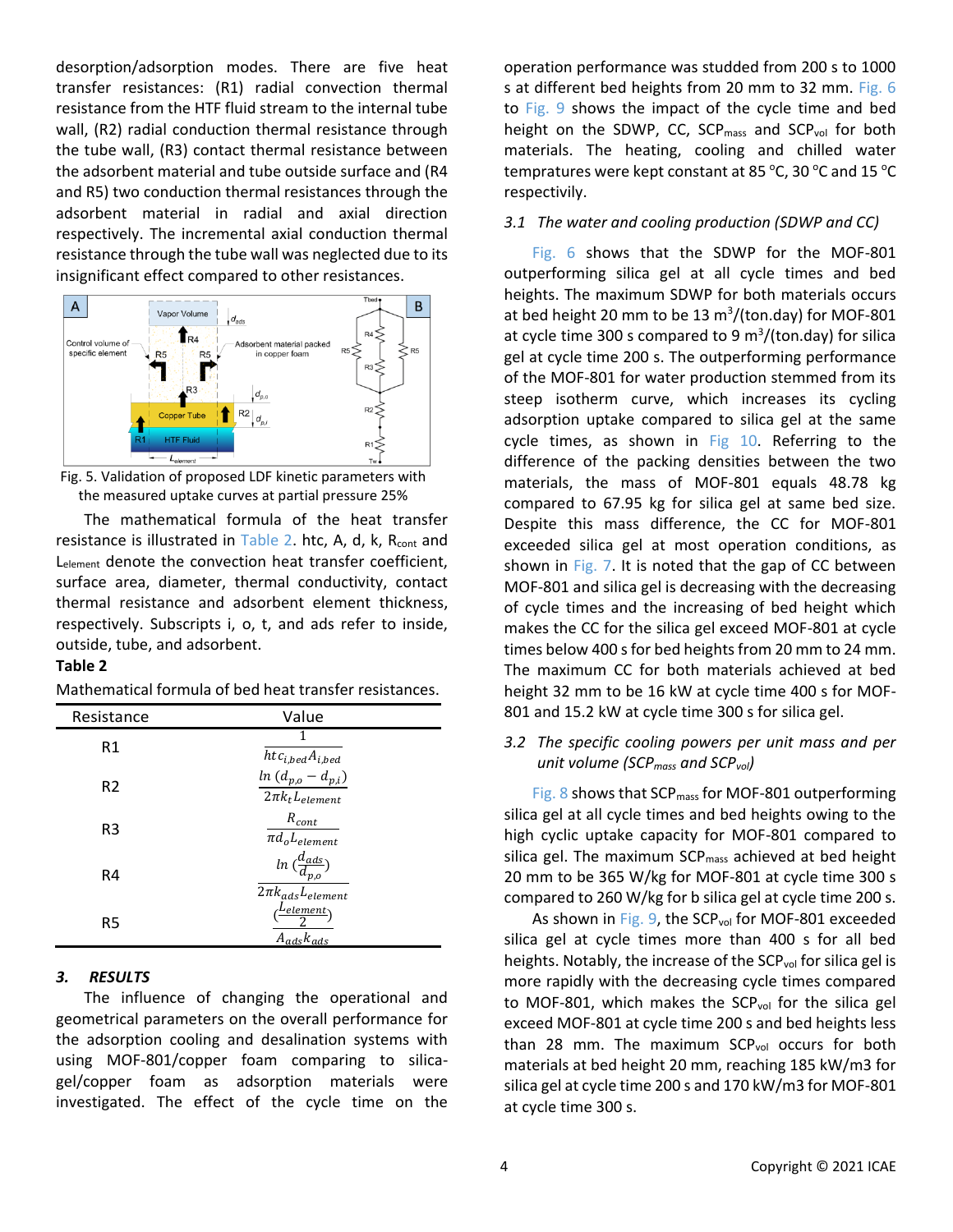desorption/adsorption modes. There are five heat transfer resistances: (R1) radial convection thermal resistance from the HTF fluid stream to the internal tube wall, (R2) radial conduction thermal resistance through the tube wall, (R3) contact thermal resistance between the adsorbent material and tube outside surface and (R4 and R5) two conduction thermal resistances through the adsorbent material in radial and axial direction respectively. The incremental axial conduction thermal resistance through the tube wall was neglected due to its insignificant effect compared to other resistances.

Fig. 5. Validation of proposed LDF kinetic parameters with the measured uptake curves at partial pressure 25%

The mathematical formula of the heat transfer resistance is illustrated in Table 2. htc, A, d, k, $R_{cont}$ and $L_{element}$ denote the convection heat transfer coefficient, surface area, diameter, thermal conductivity, contact thermal resistance and adsorbent element thickness, respectively. Subscripts i, o, t, and ads refer to inside, outside, tube, and adsorbent.

**Table 2**

Mathematical formula of bed heat transfer resistances.

| Resistance | Value |
|---|---|
| R1 | $\frac{1}{htc_{i,bed} A_{i,bed}}$ |
| R2 | $\frac{ln\,(d_{p,o} - d_{p,i})}{2\pi k_t L_{element}}$ |
| R3 | $\frac{R_{cont}}{\pi d_o L_{element}}$ |
| R4 | $\frac{ln\,(\frac{d_{ads}}{d_{p,o}})}{2\pi k_{ads} L_{element}}$ |
| R5 | $\frac{(\frac{L_{element}}{2})}{A_{ads} k_{ads}}$ |

## 3. *RESULTS*

The influence of changing the operational and geometrical parameters on the overall performance for the adsorption cooling and desalination systems with using MOF-801/copper foam comparing to silica-gel/copper foam as adsorption materials were investigated. The effect of the cycle time on the operation performance was studded from 200 s to 1000 s at different bed heights from 20 mm to 32 mm. Fig. 6 to Fig. 9 shows the impact of the cycle time and bed height on the SDWP, CC, $SCP_{mass}$ and $SCP_{vol}$ for both materials. The heating, cooling and chilled water tempratures were kept constant at 85 °C, 30 °C and 15 °C respectivily.

### *3.1 The water and cooling production (SDWP and CC)*

Fig. 6 shows that the SDWP for the MOF-801 outperforming silica gel at all cycle times and bed heights. The maximum SDWP for both materials occurs at bed height 20 mm to be 13 $m^3$/(ton.day) for MOF-801 at cycle time 300 s compared to 9 $m^3$/(ton.day) for silica gel at cycle time 200 s. The outperforming performance of the MOF-801 for water production stemmed from its steep isotherm curve, which increases its cycling adsorption uptake compared to silica gel at the same cycle times, as shown in Fig 10. Referring to the difference of the packing densities between the two materials, the mass of MOF-801 equals 48.78 kg compared to 67.95 kg for silica gel at same bed size. Despite this mass difference, the CC for MOF-801 exceeded silica gel at most operation conditions, as shown in Fig. 7. It is noted that the gap of CC between MOF-801 and silica gel is decreasing with the decreasing of cycle times and the increasing of bed height which makes the CC for the silica gel exceed MOF-801 at cycle times below 400 s for bed heights from 20 mm to 24 mm. The maximum CC for both materials achieved at bed height 32 mm to be 16 kW at cycle time 400 s for MOF-801 and 15.2 kW at cycle time 300 s for silica gel.

### *3.2 The specific cooling powers per unit mass and per unit volume ($SCP_{mass}$ and $SCP_{vol}$)*

Fig. 8 shows that $SCP_{mass}$ for MOF-801 outperforming silica gel at all cycle times and bed heights owing to the high cyclic uptake capacity for MOF-801 compared to silica gel. The maximum $SCP_{mass}$ achieved at bed height 20 mm to be 365 W/kg for MOF-801 at cycle time 300 s compared to 260 W/kg for b silica gel at cycle time 200 s.

As shown in Fig. 9, the $SCP_{vol}$ for MOF-801 exceeded silica gel at cycle times more than 400 s for all bed heights. Notably, the increase of the $SCP_{vol}$ for silica gel is more rapidly with the decreasing cycle times compared to MOF-801, which makes the $SCP_{vol}$ for the silica gel exceed MOF-801 at cycle time 200 s and bed heights less than 28 mm. The maximum $SCP_{vol}$ occurs for both materials at bed height 20 mm, reaching 185 kW/m3 for silica gel at cycle time 200 s and 170 kW/m3 for MOF-801 at cycle time 300 s.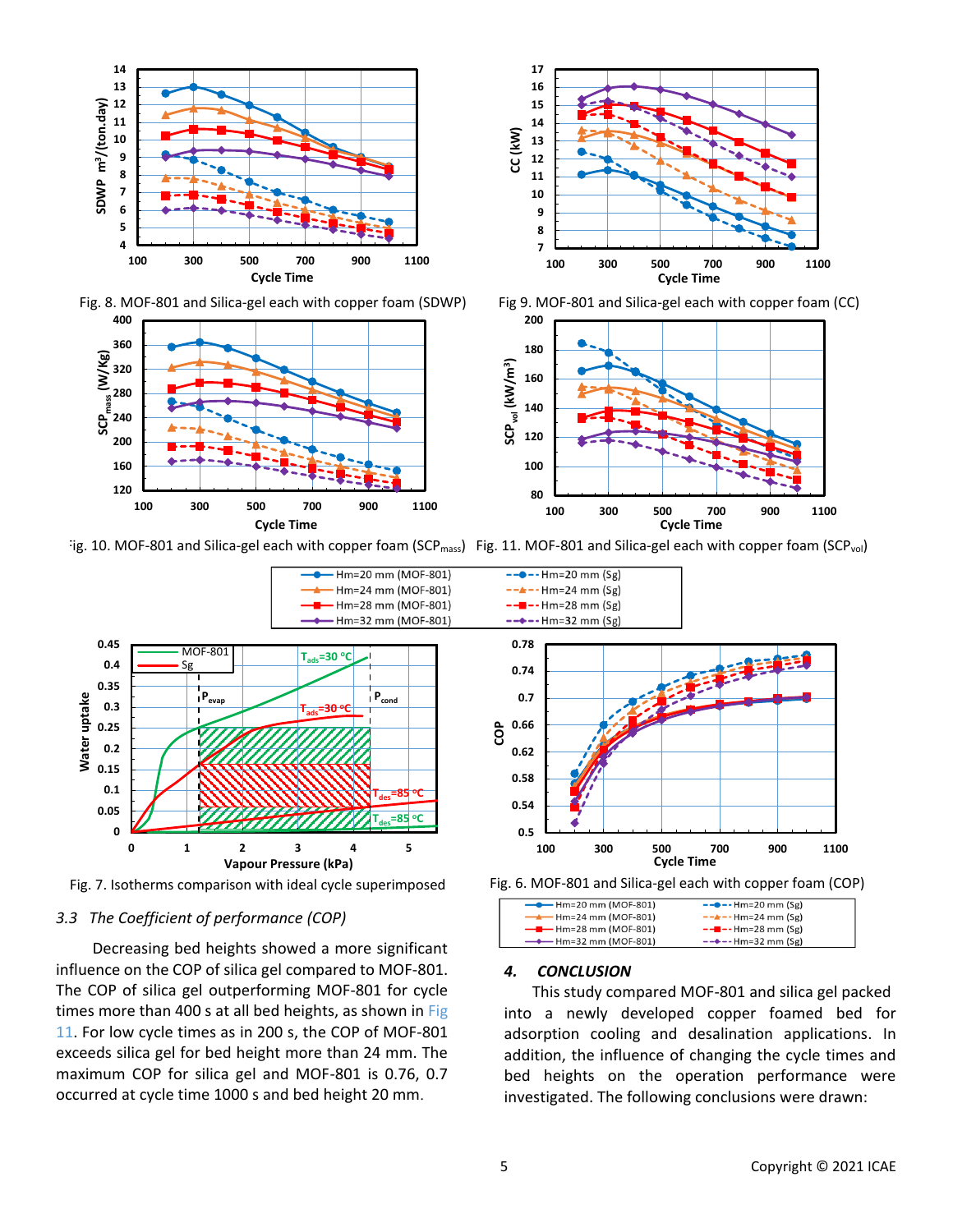Fig. 8. MOF-801 and Silica-gel each with copper foam (SDWP)

Fig 9. MOF-801 and Silica-gel each with copper foam (CC)

Fig. 10. MOF-801 and Silica-gel each with copper foam ($SCP_{mass}$)

Fig. 11. MOF-801 and Silica-gel each with copper foam ($SCP_{vol}$)

Fig. 7. Isotherms comparison with ideal cycle superimposed

Fig. 6. MOF-801 and Silica-gel each with copper foam (COP)

### 3.3 *The Coefficient of performance (COP)*

Decreasing bed heights showed a more significant influence on the COP of silica gel compared to MOF-801. The COP of silica gel outperforming MOF-801 for cycle times more than 400 s at all bed heights, as shown in Fig 11. For low cycle times as in 200 s, the COP of MOF-801 exceeds silica gel for bed height more than 24 mm. The maximum COP for silica gel and MOF-801 is 0.76, 0.7 occurred at cycle time 1000 s and bed height 20 mm.

## 4. *CONCLUSION*

This study compared MOF-801 and silica gel packed into a newly developed copper foamed bed for adsorption cooling and desalination applications. In addition, the influence of changing the cycle times and bed heights on the operation performance were investigated. The following conclusions were drawn: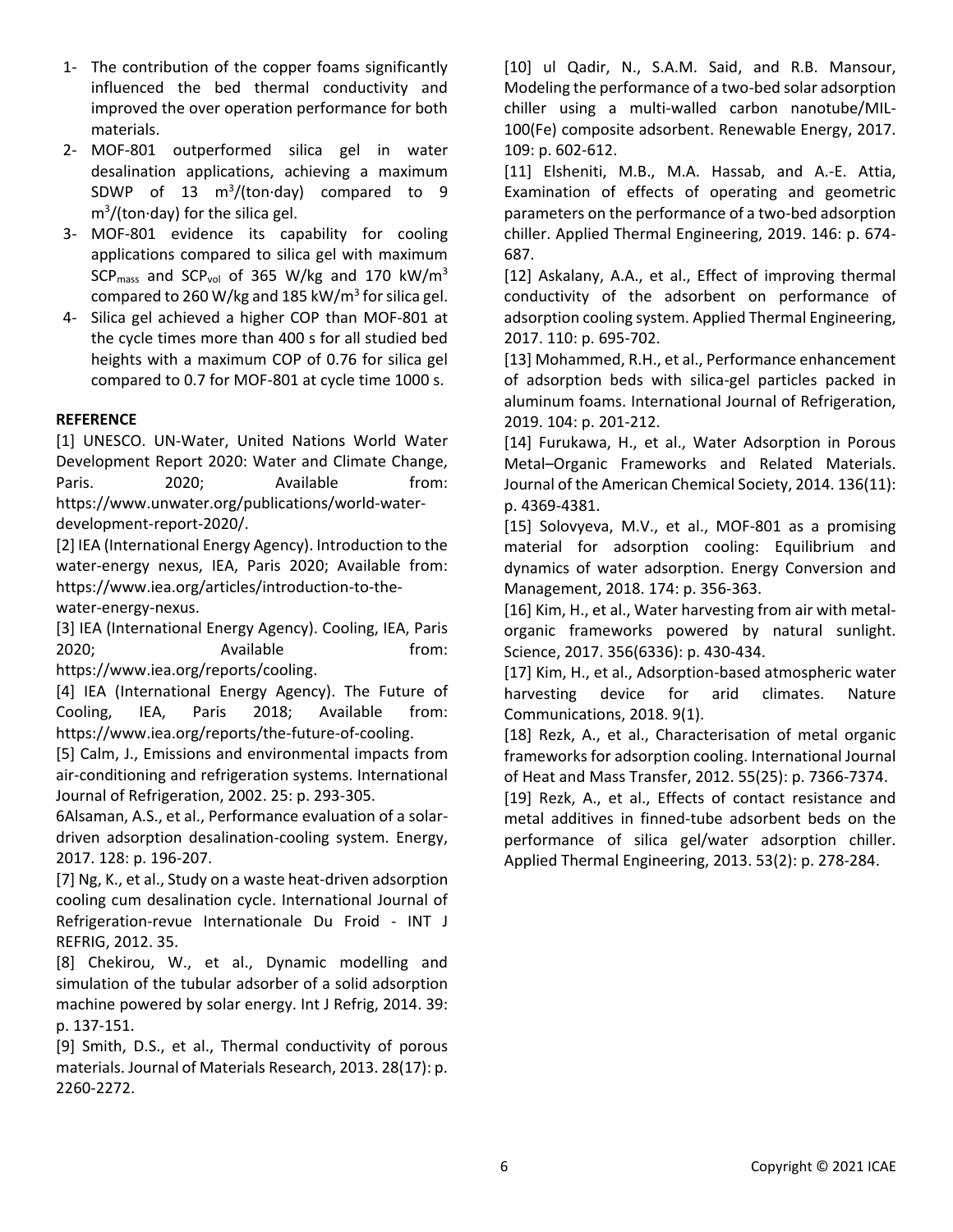1- The contribution of the copper foams significantly influenced the bed thermal conductivity and improved the over operation performance for both materials.
2- MOF-801 outperformed silica gel in water desalination applications, achieving a maximum SDWP of 13 $m^3$/(ton·day) compared to 9 $m^3$/(ton·day) for the silica gel.
3- MOF-801 evidence its capability for cooling applications compared to silica gel with maximum $SCP_{mass}$ and $SCP_{vol}$ of 365 W/kg and 170 kW/$m^3$ compared to 260 W/kg and 185 kW/$m^3$ for silica gel.
4- Silica gel achieved a higher COP than MOF-801 at the cycle times more than 400 s for all studied bed heights with a maximum COP of 0.76 for silica gel compared to 0.7 for MOF-801 at cycle time 1000 s.

**REFERENCE**

[1] UNESCO. UN-Water, United Nations World Water Development Report 2020: Water and Climate Change, Paris. 2020; Available from: https://www.unwater.org/publications/world-water-development-report-2020/.

[2] IEA (International Energy Agency). Introduction to the water-energy nexus, IEA, Paris 2020; Available from: https://www.iea.org/articles/introduction-to-the-water-energy-nexus.

[3] IEA (International Energy Agency). Cooling, IEA, Paris 2020; Available from: https://www.iea.org/reports/cooling.

[4] IEA (International Energy Agency). The Future of Cooling, IEA, Paris 2018; Available from: https://www.iea.org/reports/the-future-of-cooling.

[5] Calm, J., Emissions and environmental impacts from air-conditioning and refrigeration systems. International Journal of Refrigeration, 2002. 25: p. 293-305.

6Alsaman, A.S., et al., Performance evaluation of a solar-driven adsorption desalination-cooling system. Energy, 2017. 128: p. 196-207.

[7] Ng, K., et al., Study on a waste heat-driven adsorption cooling cum desalination cycle. International Journal of Refrigeration-revue Internationale Du Froid - INT J REFRIG, 2012. 35.

[8] Chekirou, W., et al., Dynamic modelling and simulation of the tubular adsorber of a solid adsorption machine powered by solar energy. Int J Refrig, 2014. 39: p. 137-151.

[9] Smith, D.S., et al., Thermal conductivity of porous materials. Journal of Materials Research, 2013. 28(17): p. 2260-2272.

[10] ul Qadir, N., S.A.M. Said, and R.B. Mansour, Modeling the performance of a two-bed solar adsorption chiller using a multi-walled carbon nanotube/MIL-100(Fe) composite adsorbent. Renewable Energy, 2017. 109: p. 602-612.

[11] Elsheniti, M.B., M.A. Hassab, and A.-E. Attia, Examination of effects of operating and geometric parameters on the performance of a two-bed adsorption chiller. Applied Thermal Engineering, 2019. 146: p. 674-687.

[12] Askalany, A.A., et al., Effect of improving thermal conductivity of the adsorbent on performance of adsorption cooling system. Applied Thermal Engineering, 2017. 110: p. 695-702.

[13] Mohammed, R.H., et al., Performance enhancement of adsorption beds with silica-gel particles packed in aluminum foams. International Journal of Refrigeration, 2019. 104: p. 201-212.

[14] Furukawa, H., et al., Water Adsorption in Porous Metal–Organic Frameworks and Related Materials. Journal of the American Chemical Society, 2014. 136(11): p. 4369-4381.

[15] Solovyeva, M.V., et al., MOF-801 as a promising material for adsorption cooling: Equilibrium and dynamics of water adsorption. Energy Conversion and Management, 2018. 174: p. 356-363.

[16] Kim, H., et al., Water harvesting from air with metal-organic frameworks powered by natural sunlight. Science, 2017. 356(6336): p. 430-434.

[17] Kim, H., et al., Adsorption-based atmospheric water harvesting device for arid climates. Nature Communications, 2018. 9(1).

[18] Rezk, A., et al., Characterisation of metal organic frameworks for adsorption cooling. International Journal of Heat and Mass Transfer, 2012. 55(25): p. 7366-7374.

[19] Rezk, A., et al., Effects of contact resistance and metal additives in finned-tube adsorbent beds on the performance of silica gel/water adsorption chiller. Applied Thermal Engineering, 2013. 53(2): p. 278-284.